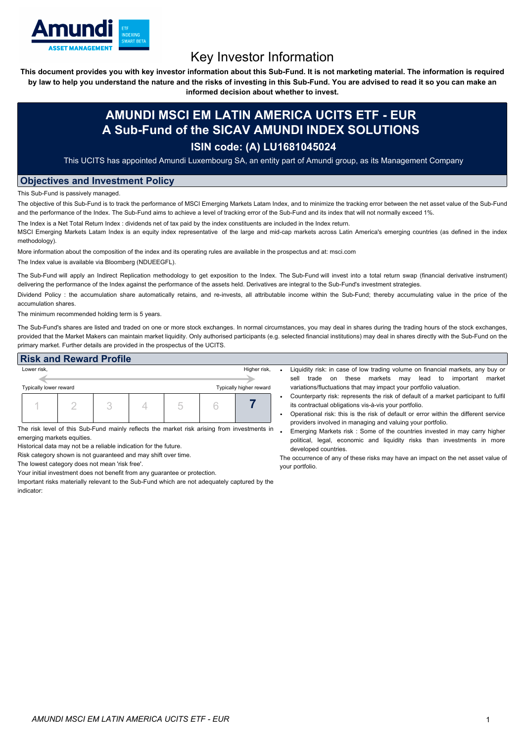# Key Investor Information

**This document provides you with key investor information about this Sub-Fund. It is not marketing material. The information is required by law to help you understand the nature and the risks of investing in this Sub-Fund. You are advised to read it so you can make an informed decision about whether to invest.**

## AMUNDI MSCI EM LATIN AMERICA UCITS ETF - EUR
## A Sub-Fund of the SICAV AMUNDI INDEX SOLUTIONS

### ISIN code: (A) LU1681045024

This UCITS has appointed Amundi Luxembourg SA, an entity part of Amundi group, as its Management Company

## Objectives and Investment Policy

This Sub-Fund is passively managed.

The objective of this Sub-Fund is to track the performance of MSCI Emerging Markets Latam Index, and to minimize the tracking error between the net asset value of the Sub-Fund and the performance of the Index. The Sub-Fund aims to achieve a level of tracking error of the Sub-Fund and its index that will not normally exceed 1%.

The Index is a Net Total Return Index : dividends net of tax paid by the index constituents are included in the Index return.

MSCI Emerging Markets Latam Index is an equity index representative of the large and mid-cap markets across Latin America's emerging countries (as defined in the index methodology).

More information about the composition of the index and its operating rules are available in the prospectus and at: msci.com

The Index value is available via Bloomberg (NDUEEGFL).

The Sub-Fund will apply an Indirect Replication methodology to get exposition to the Index. The Sub-Fund will invest into a total return swap (financial derivative instrument) delivering the performance of the Index against the performance of the assets held. Derivatives are integral to the Sub-Fund's investment strategies.

Dividend Policy : the accumulation share automatically retains, and re-invests, all attributable income within the Sub-Fund; thereby accumulating value in the price of the accumulation shares.

The minimum recommended holding term is 5 years.

The Sub-Fund's shares are listed and traded on one or more stock exchanges. In normal circumstances, you may deal in shares during the trading hours of the stock exchanges, provided that the Market Makers can maintain market liquidity. Only authorised participants (e.g. selected financial institutions) may deal in shares directly with the Sub-Fund on the primary market. Further details are provided in the prospectus of the UCITS.

## Risk and Reward Profile

Lower risk, ← → Higher risk,

Typically lower reward — Typically higher reward

| 1 | 2 | 3 | 4 | 5 | 6 | **7** |
|---|---|---|---|---|---|---|

The risk level of this Sub-Fund mainly reflects the market risk arising from investments in emerging markets equities.

Historical data may not be a reliable indication for the future.

Risk category shown is not guaranteed and may shift over time.

The lowest category does not mean 'risk free'.

Your initial investment does not benefit from any guarantee or protection.

Important risks materially relevant to the Sub-Fund which are not adequately captured by the indicator:

- Liquidity risk: in case of low trading volume on financial markets, any buy or sell trade on these markets may lead to important market variations/fluctuations that may impact your portfolio valuation.
- Counterparty risk: represents the risk of default of a market participant to fulfil its contractual obligations vis-à-vis your portfolio.
- Operational risk: this is the risk of default or error within the different service providers involved in managing and valuing your portfolio.
- Emerging Markets risk : Some of the countries invested in may carry higher political, legal, economic and liquidity risks than investments in more developed countries.

The occurrence of any of these risks may have an impact on the net asset value of your portfolio.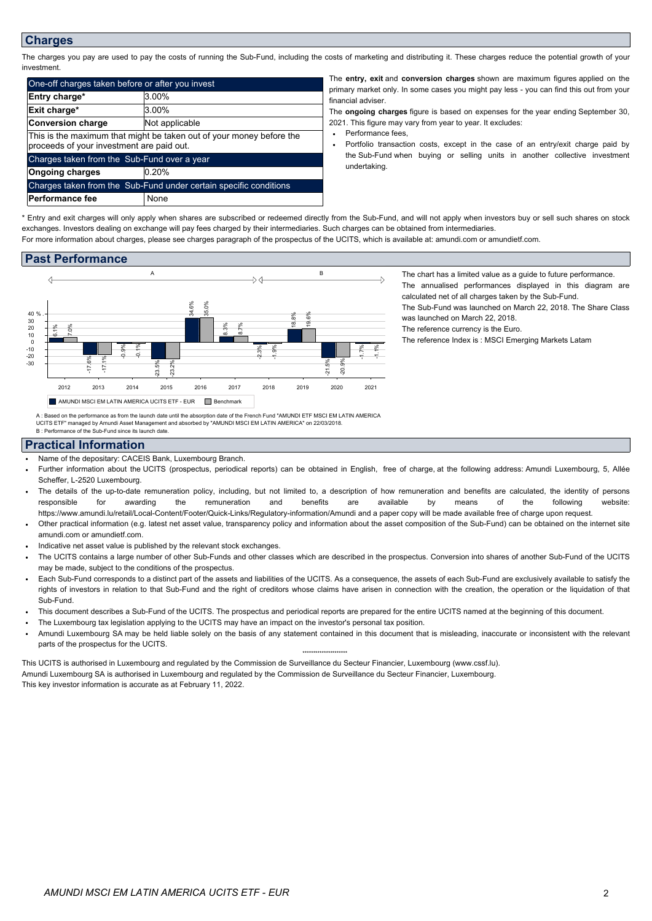## Charges

The charges you pay are used to pay the costs of running the Sub-Fund, including the costs of marketing and distributing it. These charges reduce the potential growth of your investment.

| One-off charges taken before or after you invest | |
|---|---|
| **Entry charge*** | 3.00% |
| **Exit charge*** | 3.00% |
| **Conversion charge** | Not applicable |
| This is the maximum that might be taken out of your money before the proceeds of your investment are paid out. | |
| Charges taken from the Sub-Fund over a year | |
| **Ongoing charges** | 0.20% |
| Charges taken from the Sub-Fund under certain specific conditions | |
| **Performance fee** | None |

The **entry, exit** and **conversion charges** shown are maximum figures applied on the primary market only. In some cases you might pay less - you can find this out from your financial adviser.

The **ongoing charges** figure is based on expenses for the year ending September 30, 2021. This figure may vary from year to year. It excludes:

- Performance fees,
- Portfolio transaction costs, except in the case of an entry/exit charge paid by the Sub-Fund when buying or selling units in another collective investment undertaking.

* Entry and exit charges will only apply when shares are subscribed or redeemed directly from the Sub-Fund, and will not apply when investors buy or sell such shares on stock exchanges. Investors dealing on exchange will pay fees charged by their intermediaries. Such charges can be obtained from intermediaries.

For more information about charges, please see charges paragraph of the prospectus of the UCITS, which is available at: amundi.com or amundietf.com.

## Past Performance

A
B

40 %
30
20
10
0
-10
-20
-30

6.1% 7.0% -17.6% -17.1% -0.9% -0.1% -23.5% -23.2% 34.6% 35.0% 8.3% 8.7% -2.3% -1.9% 18.8% 19.6% -21.5% -20.9% -1.7% -1.1%

2012 2013 2014 2015 2016 2017 2018 2019 2020 2021

AMUNDI MSCI EM LATIN AMERICA UCITS ETF - EUR
Benchmark

A : Based on the performance as from the launch date until the absorption date of the French Fund "AMUNDI ETF MSCI EM LATIN AMERICA UCITS ETF" managed by Amundi Asset Management and absorbed by "AMUNDI MSCI EM LATIN AMERICA" on 22/03/2018.
B : Performance of the Sub-Fund since its launch date.

The chart has a limited value as a guide to future performance.

The annualised performances displayed in this diagram are calculated net of all charges taken by the Sub-Fund.

The Sub-Fund was launched on March 22, 2018. The Share Class was launched on March 22, 2018.

The reference currency is the Euro.

The reference Index is : MSCI Emerging Markets Latam

## Practical Information

- Name of the depositary: CACEIS Bank, Luxembourg Branch.
- Further information about the UCITS (prospectus, periodical reports) can be obtained in English, free of charge, at the following address: Amundi Luxembourg, 5, Allée Scheffer, L-2520 Luxembourg.
- The details of the up-to-date remuneration policy, including, but not limited to, a description of how remuneration and benefits are calculated, the identity of persons responsible for awarding the remuneration and benefits are available by means of the following website: https://www.amundi.lu/retail/Local-Content/Footer/Quick-Links/Regulatory-information/Amundi and a paper copy will be made available free of charge upon request.
- Other practical information (e.g. latest net asset value, transparency policy and information about the asset composition of the Sub-Fund) can be obtained on the internet site amundi.com or amundietf.com.
- Indicative net asset value is published by the relevant stock exchanges.
- The UCITS contains a large number of other Sub-Funds and other classes which are described in the prospectus. Conversion into shares of another Sub-Fund of the UCITS may be made, subject to the conditions of the prospectus.
- Each Sub-Fund corresponds to a distinct part of the assets and liabilities of the UCITS. As a consequence, the assets of each Sub-Fund are exclusively available to satisfy the rights of investors in relation to that Sub-Fund and the right of creditors whose claims have arisen in connection with the creation, the operation or the liquidation of that Sub-Fund.
- This document describes a Sub-Fund of the UCITS. The prospectus and periodical reports are prepared for the entire UCITS named at the beginning of this document.
- The Luxembourg tax legislation applying to the UCITS may have an impact on the investor's personal tax position.
- Amundi Luxembourg SA may be held liable solely on the basis of any statement contained in this document that is misleading, inaccurate or inconsistent with the relevant parts of the prospectus for the UCITS.

********************

This UCITS is authorised in Luxembourg and regulated by the Commission de Surveillance du Secteur Financier, Luxembourg (www.cssf.lu).
Amundi Luxembourg SA is authorised in Luxembourg and regulated by the Commission de Surveillance du Secteur Financier, Luxembourg.
This key investor information is accurate as at February 11, 2022.